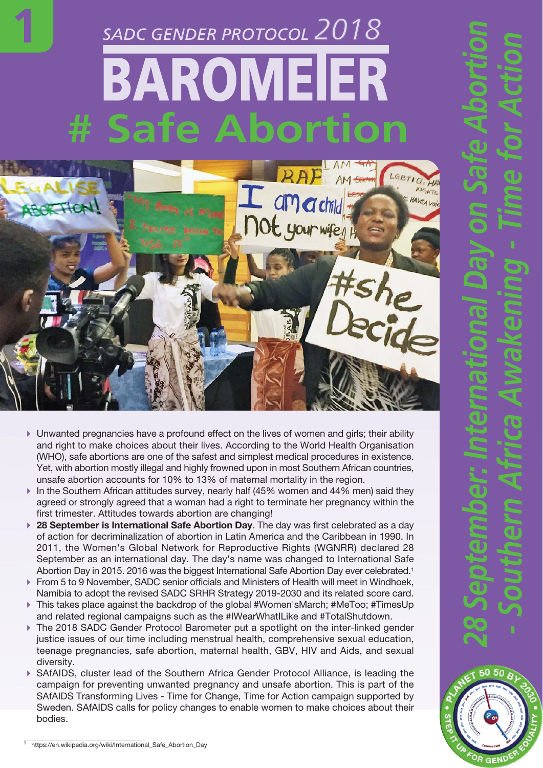# SADC GENDER PROTOCOL 2018 BAROMETER

# # Safe Abortion

## 28 September: International Day on Safe Abortion - Southern Africa Awakening - Time for Action

- Unwanted pregnancies have a profound effect on the lives of women and girls; their ability and right to make choices about their lives. According to the World Health Organisation (WHO), safe abortions are one of the safest and simplest medical procedures in existence. Yet, with abortion mostly illegal and highly frowned upon in most Southern African countries, unsafe abortion accounts for 10% to 13% of maternal mortality in the region.
- In the Southern African attitudes survey, nearly half (45% women and 44% men) said they agreed or strongly agreed that a woman had a right to terminate her pregnancy within the first trimester. Attitudes towards abortion are changing!
- **28 September is International Safe Abortion Day**. The day was first celebrated as a day of action for decriminalization of abortion in Latin America and the Caribbean in 1990. In 2011, the Women's Global Network for Reproductive Rights (WGNRR) declared 28 September as an international day. The day's name was changed to International Safe Abortion Day in 2015. 2016 was the biggest International Safe Abortion Day ever celebrated.[1]
- From 5 to 9 November, SADC senior officials and Ministers of Health will meet in Windhoek, Namibia to adopt the revised SADC SRHR Strategy 2019-2030 and its related score card.
- This takes place against the backdrop of the global #Women'sMarch; #MeToo; #TimesUp and related regional campaigns such as the #IWearWhatILike and #TotalShutdown.
- The 2018 SADC Gender Protocol Barometer put a spotlight on the inter-linked gender justice issues of our time including menstrual health, comprehensive sexual education, teenage pregnancies, safe abortion, maternal health, GBV, HIV and Aids, and sexual diversity.
- SAfAIDS, cluster lead of the Southern Africa Gender Protocol Alliance, is leading the campaign for preventing unwanted pregnancy and unsafe abortion. This is part of the SAfAIDS Transforming Lives - Time for Change, Time for Action campaign supported by Sweden. SAfAIDS calls for policy changes to enable women to make choices about their bodies.

[1] https://en.wikipedia.org/wiki/International_Safe_Abortion_Day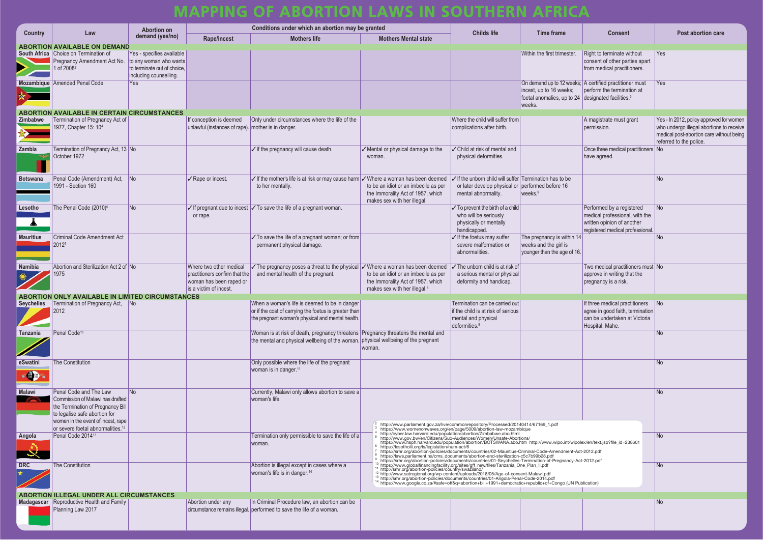# MAPPING OF ABORTION LAWS IN SOUTHERN AFRICA

| Country | Law | Abortion on demand (yes/no) | Conditions under which an abortion may be granted | | | Childs life | Time frame | Consent | Post abortion care |
|---|---|---|---|---|---|---|---|---|---|
| | | | Rape/incest | Mothers life | Mothers Mental state | | | | |
| **ABORTION AVAILABLE ON DEMAND** | | | | | | | | | |
| South Africa | Choice on Termination of Pregnancy Amendment Act No. 1 of 2008[2] | Yes - specifies available to any woman who wants to terminate out of choice, including counselling. | | | | | Within the first trimester. | Right to terminate without consent of other parties apart from medical practitioners. | Yes |
| Mozambique | Amended Penal Code | Yes | | | | | On demand up to 12 weeks; incest, up to 16 weeks; foetal anomalies, up to 24 weeks. | A certified practitioner must perform the termination at designated facilities.[3] | Yes |
| **ABORTION AVAILABLE IN CERTAIN CIRCUMSTANCES** | | | | | | | | | |
| Zimbabwe | Termination of Pregnancy Act of 1977, Chapter 15: 10[4] | | If conception is deemed unlawful (instances of rape). | Only under circumstances where the life of the mother is in danger. | | Where the child will suffer from complications after birth. | | A magistrate must grant permission. | Yes - In 2012, policy approved for women who undergo illegal abortions to receive medical post-abortion care without being referred to the police. |
| Zambia | Termination of Pregnancy Act, 13 October 1972 | No | | ✓ If the pregnancy will cause death. | ✓ Mental or physical damage to the woman. | ✓ Child at risk of mental and physical deformities. | | Once three medical practitioners have agreed. | No |
| Botswana | Penal Code (Amendment) Act, 1991 - Section 160 | No | ✓ Rape or incest. | ✓ If the mother's life is at risk or may cause harm to her mentally. | ✓ Where a woman has been deemed to be an idiot or an imbecile as per the Immorality Act of 1957, which makes sex with her illegal. | ✓ If the unborn child will suffer or later develop physical or mental abnormality. | Termination has to be performed before 16 weeks.[5] | | No |
| Lesotho | The Penal Code (2010)[6] | No | ✓ If pregnant due to incest or rape. | ✓ To save the life of a pregnant woman. | | ✓ To prevent the birth of a child who will be seriously physically or mentally handicapped. | | Performed by a registered medical professional, with the written opinion of another registered medical professional. | No |
| Mauritius | Criminal Code Amendment Act 2012[7] | | | ✓ To save the life of a pregnant woman; or from permanent physical damage. | | ✓ If the foetus may suffer severe malformation or abnormalities. | The pregnancy is within 14 weeks and the girl is younger than the age of 16. | | No |
| Namibia | Abortion and Sterilization Act 2 of 1975 | No | Where two other medical practitioners confirm that the woman has been raped or is a victim of incest. | ✓ The pregnancy poses a threat to the physical and mental health of the pregnant. | ✓ Where a woman has been deemed to be an idiot or an imbecile as per the Immorality Act of 1957, which makes sex with her illegal.[8] | ✓ The unborn child is at risk of a serious mental or physical deformity and handicap. | | Two medical practitioners must approve in writing that the pregnancy is a risk. | No |
| **ABORTION ONLY AVAILABLE IN LIMITED CIRCUMSTANCES** | | | | | | | | | |
| Seychelles | Termination of Pregnancy Act, 2012 | No | | When a woman's life is deemed to be in danger or if the cost of carrying the foetus is greater than the pregnant woman's physical and mental health. | | Termination can be carried out if the child is at risk of serious mental and physical deformities.[9] | | If three medical practitioners agree in good faith, termination can be undertaken at Victoria Hospital, Mahe. | No |
| Tanzania | Penal Code[10] | | | Woman is at risk of death, pregnancy threatens the mental and physical wellbeing of the woman. | Pregnancy threatens the mental and physical wellbeing of the pregnant woman. | | | | No |
| eSwatini | The Constitution | | | Only possible where the life of the pregnant woman is in danger.[11] | | | | | No |
| Malawi | Penal Code and The Law Commission of Malawi has drafted the Termination of Pregnancy Bill to legalise safe abortion for women in the event of incest, rape or severe foetal abnormalities.[12] | No | | Currently, Malawi only allows abortion to save a woman's life. | | | | | No |
| Angola | Penal Code 2014[13] | | | Termination only permissible to save the life of a woman. | | | | | No |
| DRC | The Constitution | | | Abortion is illegal except in cases where a woman's life is in danger.[14] | | | | | No |
| **ABORTION ILLEGAL UNDER ALL CIRCUMSTANCES** | | | | | | | | | |
| Madagascar | Reproductive Health and Family Planning Law 2017 | | Abortion under any circumstance remains illegal. | In Criminal Procedure law, an abortion can be performed to save the life of a woman. | | | | | No |

[2] http://www.parliament.gov.za/live/commonrepository/Processed/20140414/67169_1.pdf
[3] https://www.womenonwaves.org/en/page/5009/abortion-law-mozambique
[4] http://cyber.law.harvard.edu/population/abortion/Zimbabwe.abo.html
[5] http://www.gov.bw/en/Citizens/Sub-Audiences/Women/Unsafe-Abortions/ https://www.hsph.harvard.edu/population/abortion/BOTSWANA.abo.htm http://www.wipo.int/wipolex/en/text.jsp?file_id=238601
[6] https://lesotholii.org/ls/legislation/num-act/6
[7] https://srhr.org/abortion-policies/documents/countries/02-Mauritius-Criminal-Code-Amendment-Act-2012.pdf
[8] https://laws.parliament.na/cms_documents/abortion-and-sterilization-c5c7b99b28.pdf
[9] https://srhr.org/abortion-policies/documents/countries/01-Seychelles-Termination-of-Pregnancy-Act-2012.pdf
[10] https://www.globalfinancingfacility.org/sites/gff_new/files/Tanzania_One_Plan_II.pdf
[11] http://srhr.org/abortion-policies/country/swaziland/
[12] http://www.satregional.org/wp-content/uploads/2018/05/Age-of-consent-Malawi.pdf
[13] http://srhr.org/abortion-policies/documents/countries/01-Angola-Penal-Code-2014.pdf
[14] https://www.google.co.za/#safe=off&q=abortion+bill+1991+democratic+republic+of+Congo (UN Publication)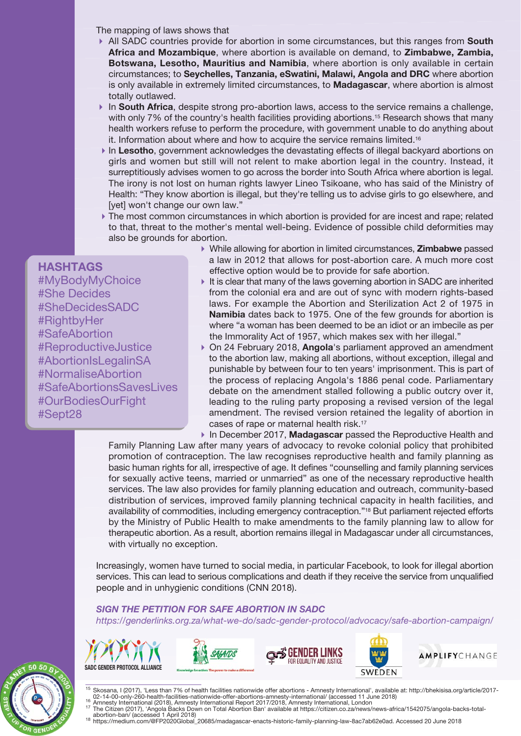The mapping of laws shows that

- All SADC countries provide for abortion in some circumstances, but this ranges from **South Africa and Mozambique**, where abortion is available on demand, to **Zimbabwe, Zambia, Botswana, Lesotho, Mauritius and Namibia**, where abortion is only available in certain circumstances; to **Seychelles, Tanzania, eSwatini, Malawi, Angola and DRC** where abortion is only available in extremely limited circumstances, to **Madagascar**, where abortion is almost totally outlawed.
- In **South Africa**, despite strong pro-abortion laws, access to the service remains a challenge, with only 7% of the country's health facilities providing abortions.[15] Research shows that many health workers refuse to perform the procedure, with government unable to do anything about it. Information about where and how to acquire the service remains limited.[16]
- In **Lesotho**, government acknowledges the devastating effects of illegal backyard abortions on girls and women but still will not relent to make abortion legal in the country. Instead, it surreptitiously advises women to go across the border into South Africa where abortion is legal. The irony is not lost on human rights lawyer Lineo Tsikoane, who has said of the Ministry of Health: "They know abortion is illegal, but they're telling us to advise girls to go elsewhere, and [yet] won't change our own law."
- The most common circumstances in which abortion is provided for are incest and rape; related to that, threat to the mother's mental well-being. Evidence of possible child deformities may also be grounds for abortion.
- While allowing for abortion in limited circumstances, **Zimbabwe** passed a law in 2012 that allows for post-abortion care. A much more cost effective option would be to provide for safe abortion.
- It is clear that many of the laws governing abortion in SADC are inherited from the colonial era and are out of sync with modern rights-based laws. For example the Abortion and Sterilization Act 2 of 1975 in **Namibia** dates back to 1975. One of the few grounds for abortion is where "a woman has been deemed to be an idiot or an imbecile as per the Immorality Act of 1957, which makes sex with her illegal."
- On 24 February 2018, **Angola**'s parliament approved an amendment to the abortion law, making all abortions, without exception, illegal and punishable by between four to ten years' imprisonment. This is part of the process of replacing Angola's 1886 penal code. Parliamentary debate on the amendment stalled following a public outcry over it, leading to the ruling party proposing a revised version of the legal amendment. The revised version retained the legality of abortion in cases of rape or maternal health risk.[17]
- In December 2017, **Madagascar** passed the Reproductive Health and Family Planning Law after many years of advocacy to revoke colonial policy that prohibited promotion of contraception. The law recognises reproductive health and family planning as basic human rights for all, irrespective of age. It defines "counselling and family planning services for sexually active teens, married or unmarried" as one of the necessary reproductive health services. The law also provides for family planning education and outreach, community-based distribution of services, improved family planning technical capacity in health facilities, and availability of commodities, including emergency contraception."[18] But parliament rejected efforts by the Ministry of Public Health to make amendments to the family planning law to allow for therapeutic abortion. As a result, abortion remains illegal in Madagascar under all circumstances, with virtually no exception.

**HASHTAGS**

#MyBodyMyChoice
#She Decides
#SheDecidesSADC
#RightbyHer
#SafeAbortion
#ReproductiveJustice
#AbortionIsLegalinSA
#NormaliseAbortion
#SafeAbortionsSavesLives
#OurBodiesOurFight
#Sept28

Increasingly, women have turned to social media, in particular Facebook, to look for illegal abortion services. This can lead to serious complications and death if they receive the service from unqualified people and in unhygienic conditions (CNN 2018).

***SIGN THE PETITION FOR SAFE ABORTION IN SADC***

*https://genderlinks.org.za/what-we-do/sadc-gender-protocol/advocacy/safe-abortion-campaign/*

SADC GENDER PROTOCOL ALLIANCE — SAfAIDS — GENDER LINKS FOR EQUALITY AND JUSTICE — SWEDEN — AMPLIFYCHANGE

[15] Skosana, I (2017), 'Less than 7% of health facilities nationwide offer abortions - Amnesty International', available at: http://bhekisisa.org/article/2017-02-14-00-only-260-health-facilities-nationwide-offer-abortions-amnesty-international/ (accessed 11 June 2018)
[16] Amnesty International (2018), Amnesty International Report 2017/2018, Amnesty International, London
[17] The Citizen (2017), 'Angola Backs Down on Total Abortion Ban' available at https://citizen.co.za/news/news-africa/1542075/angola-backs-total-abortion-ban/ (accessed 1 April 2018)
[18] https://medium.com/@FP2020Global_20685/madagascar-enacts-historic-family-planning-law-8ac7ab62e0ad. Accessed 20 June 2018